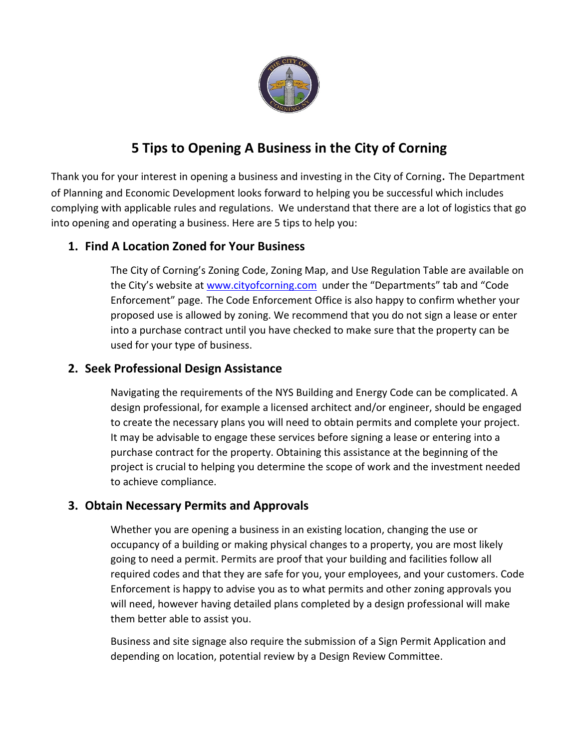# 5 Tips to Opening A Business in the City of Corning

Thank you for your interest in opening a business and investing in the City of Corning. The Department of Planning and Economic Development looks forward to helping you be successful which includes complying with applicable rules and regulations. We understand that there are a lot of logistics that go into opening and operating a business. Here are 5 tips to help you:

## 1. Find A Location Zoned for Your Business

The City of Corning's Zoning Code, Zoning Map, and Use Regulation Table are available on the City's website at [www.cityofcorning.com](http://www.cityofcorning.com) under the "Departments" tab and "Code Enforcement" page. The Code Enforcement Office is also happy to confirm whether your proposed use is allowed by zoning. We recommend that you do not sign a lease or enter into a purchase contract until you have checked to make sure that the property can be used for your type of business.

## 2. Seek Professional Design Assistance

Navigating the requirements of the NYS Building and Energy Code can be complicated. A design professional, for example a licensed architect and/or engineer, should be engaged to create the necessary plans you will need to obtain permits and complete your project. It may be advisable to engage these services before signing a lease or entering into a purchase contract for the property. Obtaining this assistance at the beginning of the project is crucial to helping you determine the scope of work and the investment needed to achieve compliance.

## 3. Obtain Necessary Permits and Approvals

Whether you are opening a business in an existing location, changing the use or occupancy of a building or making physical changes to a property, you are most likely going to need a permit. Permits are proof that your building and facilities follow all required codes and that they are safe for you, your employees, and your customers. Code Enforcement is happy to advise you as to what permits and other zoning approvals you will need, however having detailed plans completed by a design professional will make them better able to assist you.

Business and site signage also require the submission of a Sign Permit Application and depending on location, potential review by a Design Review Committee.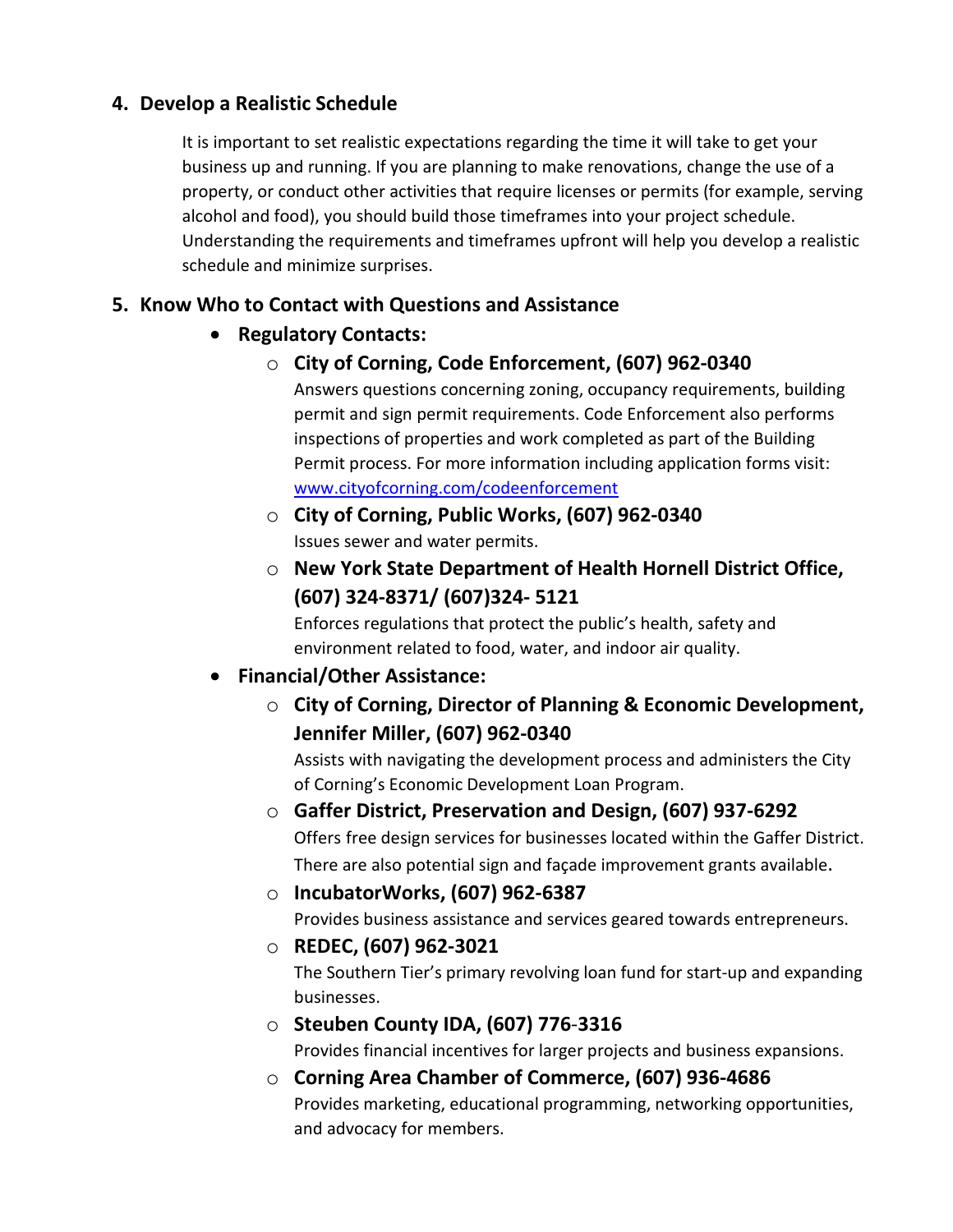## 4. Develop a Realistic Schedule

It is important to set realistic expectations regarding the time it will take to get your business up and running. If you are planning to make renovations, change the use of a property, or conduct other activities that require licenses or permits (for example, serving alcohol and food), you should build those timeframes into your project schedule. Understanding the requirements and timeframes upfront will help you develop a realistic schedule and minimize surprises.

## 5. Know Who to Contact with Questions and Assistance

- **Regulatory Contacts:**
  - **City of Corning, Code Enforcement, (607) 962-0340**
    Answers questions concerning zoning, occupancy requirements, building permit and sign permit requirements. Code Enforcement also performs inspections of properties and work completed as part of the Building Permit process. For more information including application forms visit: [www.cityofcorning.com/codeenforcement](www.cityofcorning.com/codeenforcement)
  - **City of Corning, Public Works, (607) 962-0340**
    Issues sewer and water permits.
  - **New York State Department of Health Hornell District Office, (607) 324-8371/ (607)324- 5121**
    Enforces regulations that protect the public's health, safety and environment related to food, water, and indoor air quality.
- **Financial/Other Assistance:**
  - **City of Corning, Director of Planning & Economic Development, Jennifer Miller, (607) 962-0340**
    Assists with navigating the development process and administers the City of Corning's Economic Development Loan Program.
  - **Gaffer District, Preservation and Design, (607) 937-6292**
    Offers free design services for businesses located within the Gaffer District. There are also potential sign and façade improvement grants available.
  - **IncubatorWorks, (607) 962-6387**
    Provides business assistance and services geared towards entrepreneurs.
  - **REDEC, (607) 962-3021**
    The Southern Tier's primary revolving loan fund for start-up and expanding businesses.
  - **Steuben County IDA, (607) 776-3316**
    Provides financial incentives for larger projects and business expansions.
  - **Corning Area Chamber of Commerce, (607) 936-4686**
    Provides marketing, educational programming, networking opportunities, and advocacy for members.